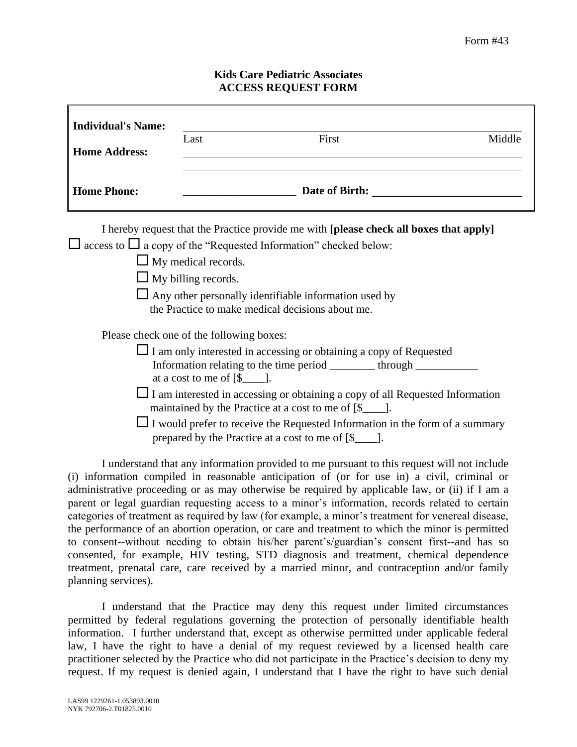Form #43

**Kids Care Pediatric Associates**
**ACCESS REQUEST FORM**

| | | | |
|---|---|---|---|
| **Individual's Name:** | Last | First | Middle |
| **Home Address:** | | | |
| **Home Phone:** | ____________________ | **Date of Birth:** | ____________________ |

I hereby request that the Practice provide me with **[please check all boxes that apply]**

☐ access to ☐ a copy of the "Requested Information" checked below:

- ☐ My medical records.
- ☐ My billing records.
- ☐ Any other personally identifiable information used by the Practice to make medical decisions about me.

Please check one of the following boxes:

- ☐ I am only interested in accessing or obtaining a copy of Requested Information relating to the time period ________ through ___________ at a cost to me of [$____].
- ☐ I am interested in accessing or obtaining a copy of all Requested Information maintained by the Practice at a cost to me of [$____].
- ☐ I would prefer to receive the Requested Information in the form of a summary prepared by the Practice at a cost to me of [$____].

I understand that any information provided to me pursuant to this request will not include (i) information compiled in reasonable anticipation of (or for use in) a civil, criminal or administrative proceeding or as may otherwise be required by applicable law, or (ii) if I am a parent or legal guardian requesting access to a minor's information, records related to certain categories of treatment as required by law (for example, a minor's treatment for venereal disease, the performance of an abortion operation, or care and treatment to which the minor is permitted to consent--without needing to obtain his/her parent's/guardian's consent first--and has so consented, for example, HIV testing, STD diagnosis and treatment, chemical dependence treatment, prenatal care, care received by a married minor, and contraception and/or family planning services).

I understand that the Practice may deny this request under limited circumstances permitted by federal regulations governing the protection of personally identifiable health information. I further understand that, except as otherwise permitted under applicable federal law, I have the right to have a denial of my request reviewed by a licensed health care practitioner selected by the Practice who did not participate in the Practice's decision to deny my request. If my request is denied again, I understand that I have the right to have such denial

LAS99 1229261-1.053893.0010
NYK 792706-2.T01825.0010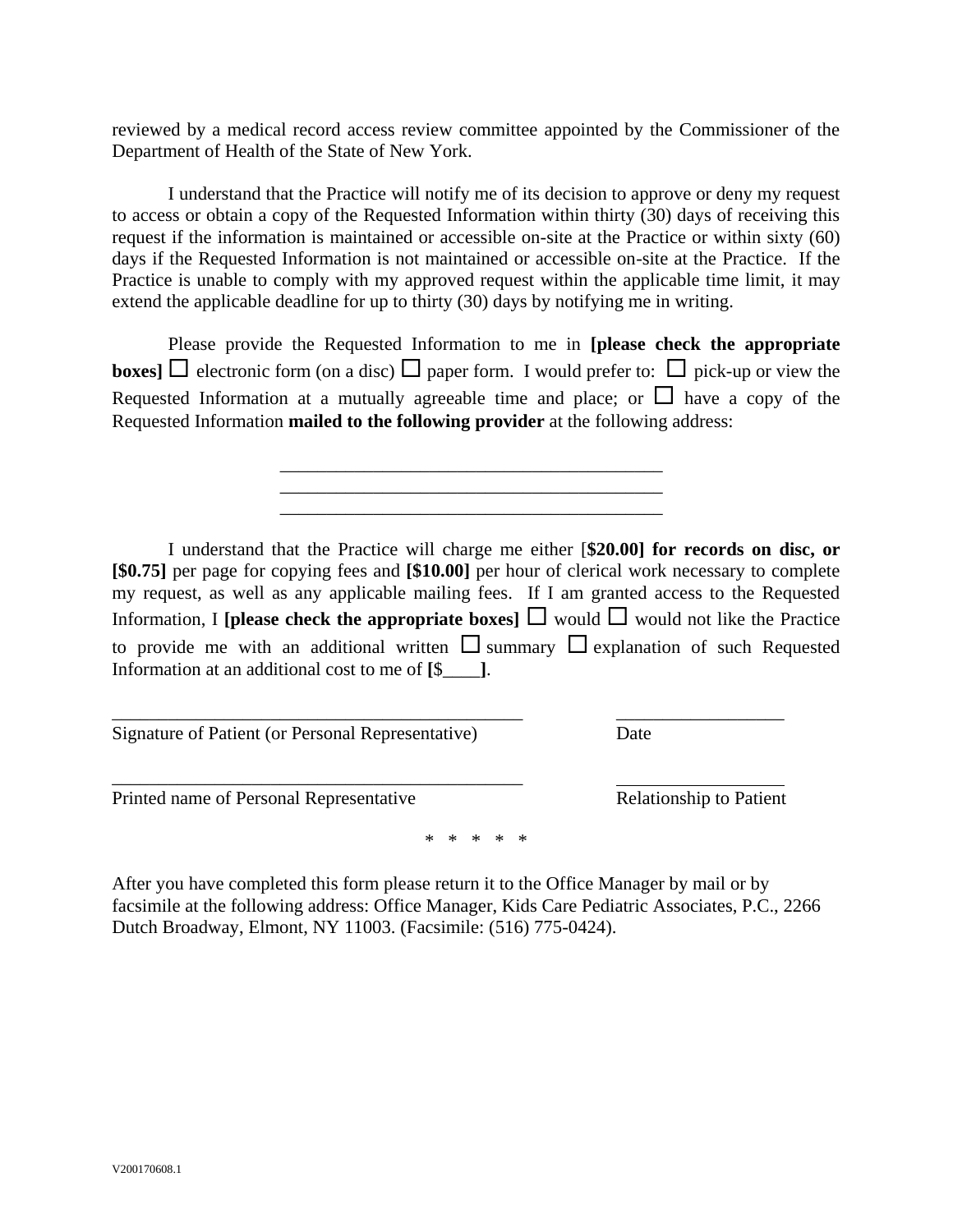reviewed by a medical record access review committee appointed by the Commissioner of the Department of Health of the State of New York.

I understand that the Practice will notify me of its decision to approve or deny my request to access or obtain a copy of the Requested Information within thirty (30) days of receiving this request if the information is maintained or accessible on-site at the Practice or within sixty (60) days if the Requested Information is not maintained or accessible on-site at the Practice. If the Practice is unable to comply with my approved request within the applicable time limit, it may extend the applicable deadline for up to thirty (30) days by notifying me in writing.

Please provide the Requested Information to me in **[please check the appropriate boxes]** ☐ electronic form (on a disc) ☐ paper form. I would prefer to: ☐ pick-up or view the Requested Information at a mutually agreeable time and place; or ☐ have a copy of the Requested Information **mailed to the following provider** at the following address:

\_\_\_\_\_\_\_\_\_\_\_\_\_\_\_\_\_\_\_\_\_\_\_\_\_\_\_\_\_\_\_\_\_\_\_\_\_\_\_\_\_\_
\_\_\_\_\_\_\_\_\_\_\_\_\_\_\_\_\_\_\_\_\_\_\_\_\_\_\_\_\_\_\_\_\_\_\_\_\_\_\_\_\_\_
\_\_\_\_\_\_\_\_\_\_\_\_\_\_\_\_\_\_\_\_\_\_\_\_\_\_\_\_\_\_\_\_\_\_\_\_\_\_\_\_\_\_

I understand that the Practice will charge me either [**$20.00] for records on disc, or [$0.75]** per page for copying fees and **[$10.00]** per hour of clerical work necessary to complete my request, as well as any applicable mailing fees. If I am granted access to the Requested Information, I **[please check the appropriate boxes]** ☐ would ☐ would not like the Practice to provide me with an additional written ☐ summary ☐ explanation of such Requested Information at an additional cost to me of **[**$\_\_\_\_**]**.

\_\_\_\_\_\_\_\_\_\_\_\_\_\_\_\_\_\_\_\_\_\_\_\_\_\_\_\_\_\_\_\_\_\_\_\_\_\_\_\_\_\_\_\_ \_\_\_\_\_\_\_\_\_\_\_\_\_\_\_\_\_\_
Signature of Patient (or Personal Representative) Date

\_\_\_\_\_\_\_\_\_\_\_\_\_\_\_\_\_\_\_\_\_\_\_\_\_\_\_\_\_\_\_\_\_\_\_\_\_\_\_\_\_\_\_\_ \_\_\_\_\_\_\_\_\_\_\_\_\_\_\_\_\_\_
Printed name of Personal Representative Relationship to Patient

\* \* \* \* \*

After you have completed this form please return it to the Office Manager by mail or by facsimile at the following address: Office Manager, Kids Care Pediatric Associates, P.C., 2266 Dutch Broadway, Elmont, NY 11003. (Facsimile: (516) 775-0424).

V200170608.1